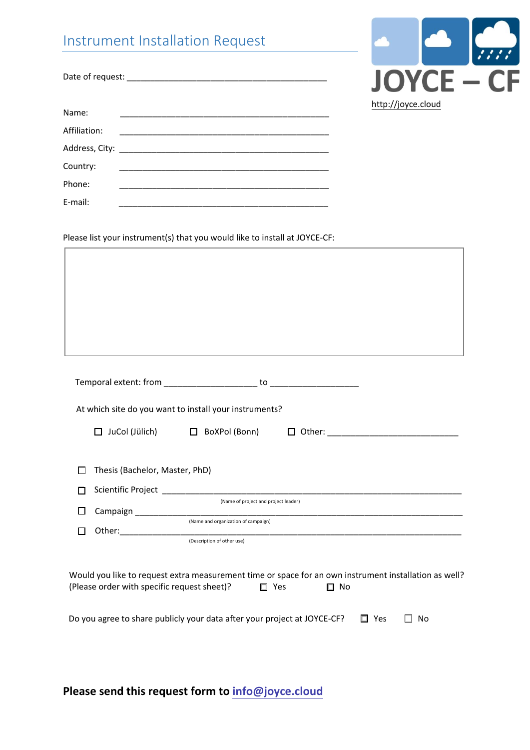# Instrument Installation Request

JOYCE – CF

http://joyce.cloud

Date of request: ___________________________________________

Name: ___________________________________________

Affiliation: ___________________________________________

Address, City: ___________________________________________

Country: ___________________________________________

Phone: ___________________________________________

E-mail: ___________________________________________

Please list your instrument(s) that you would like to install at JOYCE-CF:

|  |
|---|
|  |

Temporal extent: from ____________________ to ____________________

At which site do you want to install your instruments?

☐ JuCol (Jülich) ☐ BoXPol (Bonn) ☐ Other: ______________________________

☐ Thesis (Bachelor, Master, PhD)

☐ Scientific Project ______________________________________________________________
(Name of project and project leader)

☐ Campaign ______________________________________________________________
(Name and organization of campaign)

☐ Other: ______________________________________________________________
(Description of other use)

Would you like to request extra measurement time or space for an own instrument installation as well? (Please order with specific request sheet)? ☐ Yes ☐ No

Do you agree to share publicly your data after your project at JOYCE-CF? ☐ Yes ☐ No

**Please send this request form to info@joyce.cloud**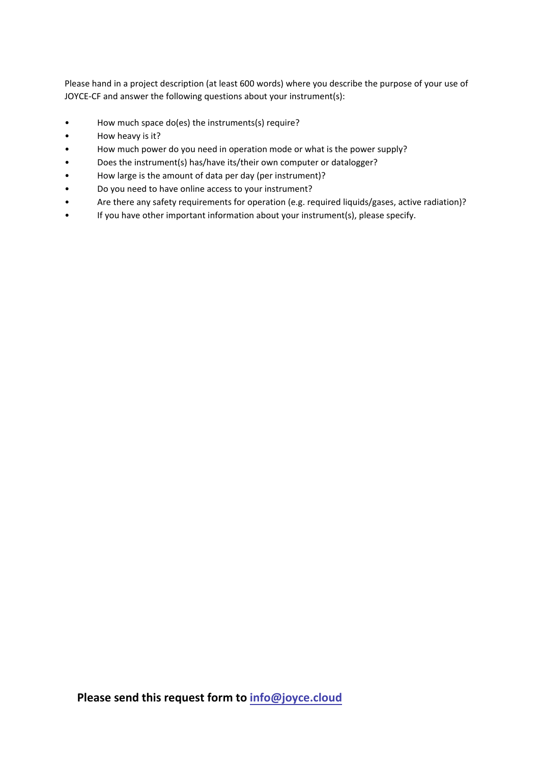Please hand in a project description (at least 600 words) where you describe the purpose of your use of JOYCE-CF and answer the following questions about your instrument(s):

- How much space do(es) the instruments(s) require?
- How heavy is it?
- How much power do you need in operation mode or what is the power supply?
- Does the instrument(s) has/have its/their own computer or datalogger?
- How large is the amount of data per day (per instrument)?
- Do you need to have online access to your instrument?
- Are there any safety requirements for operation (e.g. required liquids/gases, active radiation)?
- If you have other important information about your instrument(s), please specify.

**Please send this request form to info@joyce.cloud**